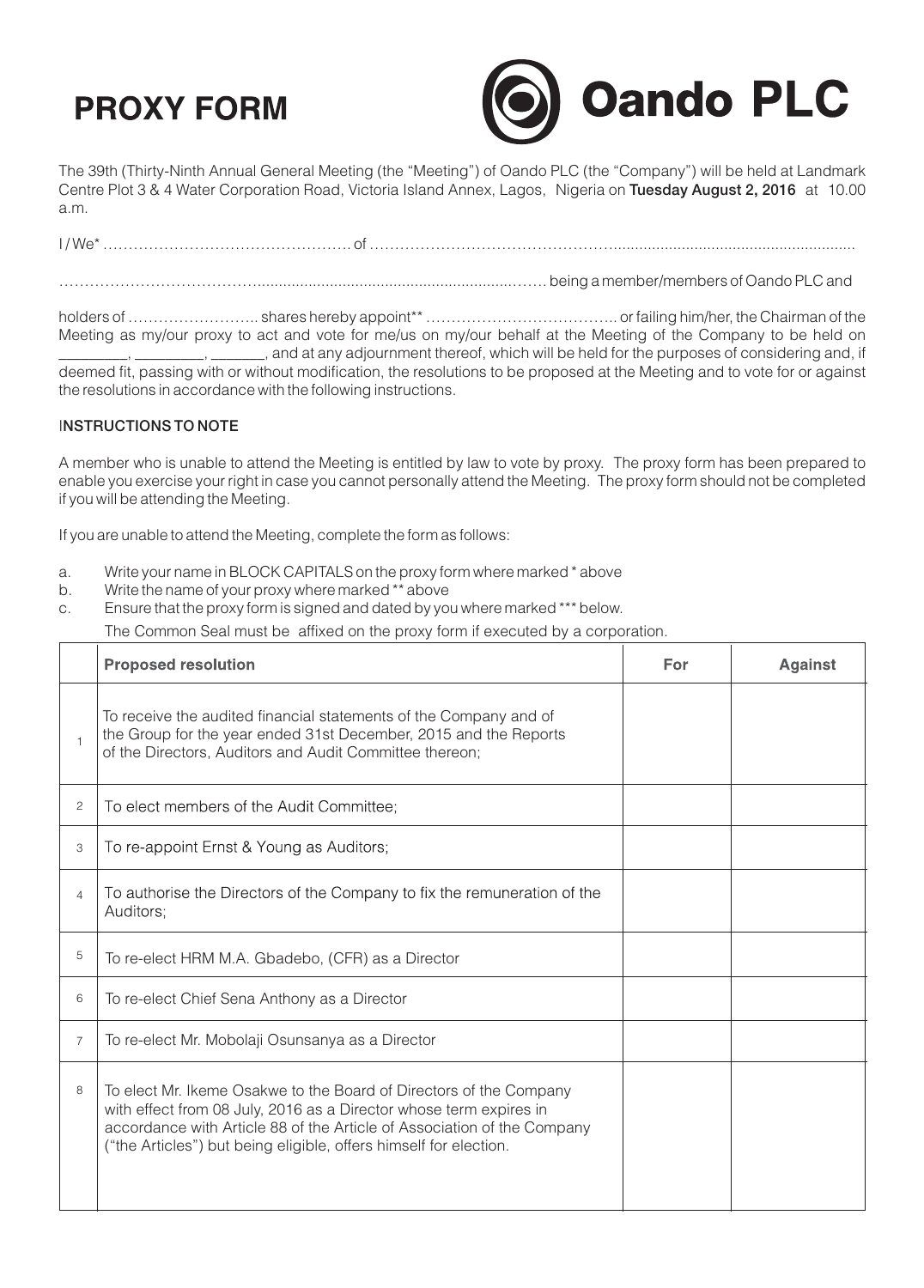# PROXY FORM

**Oando PLC**

The 39th (Thirty-Ninth Annual General Meeting (the "Meeting") of Oando PLC (the "Company") will be held at Landmark Centre Plot 3 & 4 Water Corporation Road, Victoria Island Annex, Lagos, Nigeria on **Tuesday August 2, 2016** at 10.00 a.m.

I / We* ………………………………………… of ………………………………………………………………………………

…………………………………………………………………………………… being a member/members of Oando PLC and

holders of …………………… shares hereby appoint** ……………………………… or failing him/her, the Chairman of the Meeting as my/our proxy to act and vote for me/us on my/our behalf at the Meeting of the Company to be held on ________, ________, ______, and at any adjournment thereof, which will be held for the purposes of considering and, if deemed fit, passing with or without modification, the resolutions to be proposed at the Meeting and to vote for or against the resolutions in accordance with the following instructions.

**INSTRUCTIONS TO NOTE**

A member who is unable to attend the Meeting is entitled by law to vote by proxy. The proxy form has been prepared to enable you exercise your right in case you cannot personally attend the Meeting. The proxy form should not be completed if you will be attending the Meeting.

If you are unable to attend the Meeting, complete the form as follows:

a. Write your name in BLOCK CAPITALS on the proxy form where marked * above
b. Write the name of your proxy where marked ** above
c. Ensure that the proxy form is signed and dated by you where marked *** below.
   The Common Seal must be affixed on the proxy form if executed by a corporation.

| | Proposed resolution | For | Against |
|---|---|---|---|
| 1 | To receive the audited financial statements of the Company and of the Group for the year ended 31st December, 2015 and the Reports of the Directors, Auditors and Audit Committee thereon; | | |
| 2 | To elect members of the Audit Committee; | | |
| 3 | To re-appoint Ernst & Young as Auditors; | | |
| 4 | To authorise the Directors of the Company to fix the remuneration of the Auditors; | | |
| 5 | To re-elect HRM M.A. Gbadebo, (CFR) as a Director | | |
| 6 | To re-elect Chief Sena Anthony as a Director | | |
| 7 | To re-elect Mr. Mobolaji Osunsanya as a Director | | |
| 8 | To elect Mr. Ikeme Osakwe to the Board of Directors of the Company with effect from 08 July, 2016 as a Director whose term expires in accordance with Article 88 of the Article of Association of the Company ("the Articles") but being eligible, offers himself for election. | | |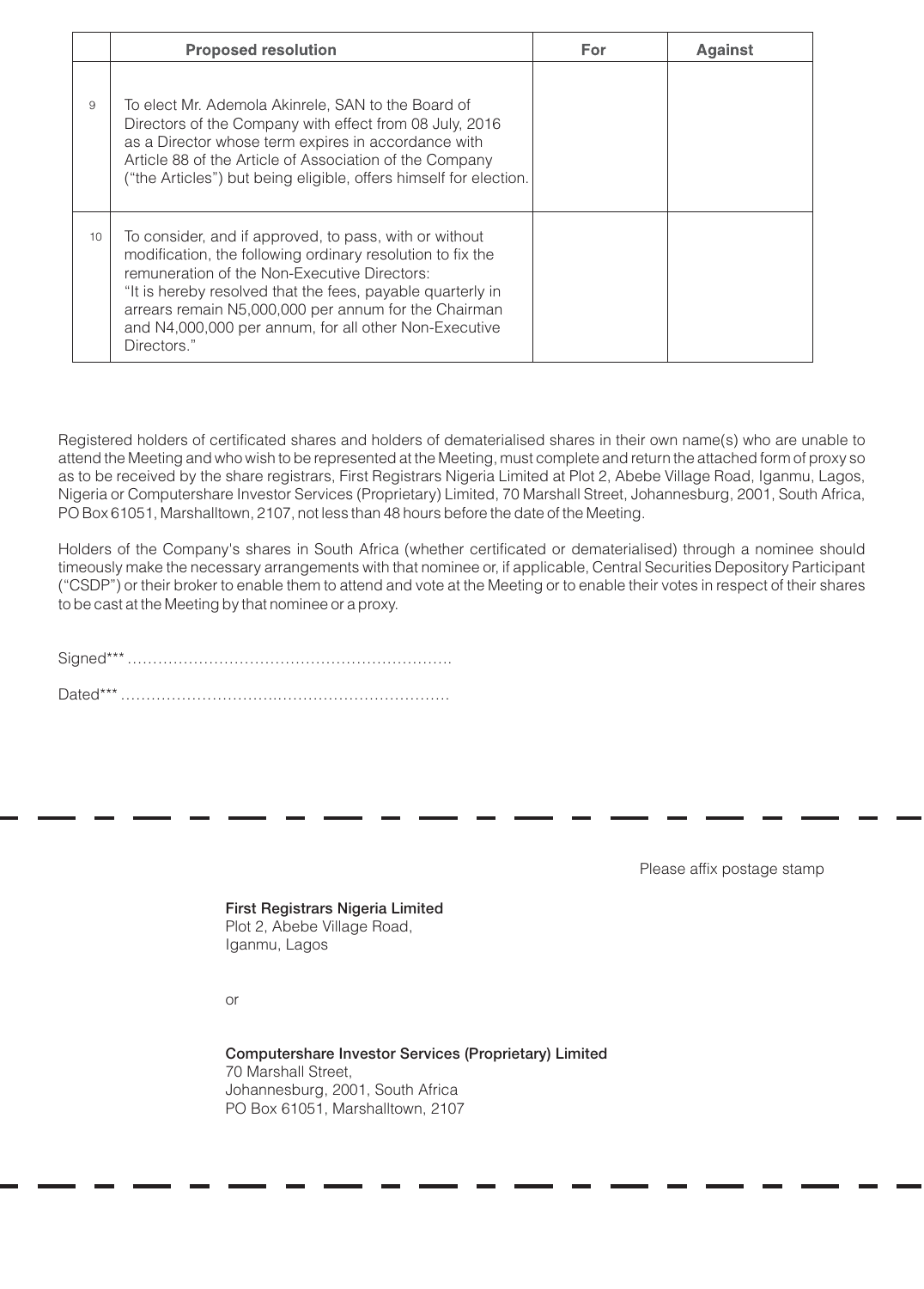|  | Proposed resolution | For | Against |
|---|---|---|---|
| 9 | To elect Mr. Ademola Akinrele, SAN to the Board of Directors of the Company with effect from 08 July, 2016 as a Director whose term expires in accordance with Article 88 of the Article of Association of the Company ("the Articles") but being eligible, offers himself for election. |  |  |
| 10 | To consider, and if approved, to pass, with or without modification, the following ordinary resolution to fix the remuneration of the Non-Executive Directors: "It is hereby resolved that the fees, payable quarterly in arrears remain N5,000,000 per annum for the Chairman and N4,000,000 per annum, for all other Non-Executive Directors." |  |  |

Registered holders of certificated shares and holders of dematerialised shares in their own name(s) who are unable to attend the Meeting and who wish to be represented at the Meeting, must complete and return the attached form of proxy so as to be received by the share registrars, First Registrars Nigeria Limited at Plot 2, Abebe Village Road, Iganmu, Lagos, Nigeria or Computershare Investor Services (Proprietary) Limited, 70 Marshall Street, Johannesburg, 2001, South Africa, PO Box 61051, Marshalltown, 2107, not less than 48 hours before the date of the Meeting.

Holders of the Company's shares in South Africa (whether certificated or dematerialised) through a nominee should timeously make the necessary arrangements with that nominee or, if applicable, Central Securities Depository Participant ("CSDP") or their broker to enable them to attend and vote at the Meeting or to enable their votes in respect of their shares to be cast at the Meeting by that nominee or a proxy.

Signed*** ..............................................................

Dated*** ..............................................................

Please affix postage stamp

**First Registrars Nigeria Limited**
Plot 2, Abebe Village Road,
Iganmu, Lagos

or

**Computershare Investor Services (Proprietary) Limited**
70 Marshall Street,
Johannesburg, 2001, South Africa
PO Box 61051, Marshalltown, 2107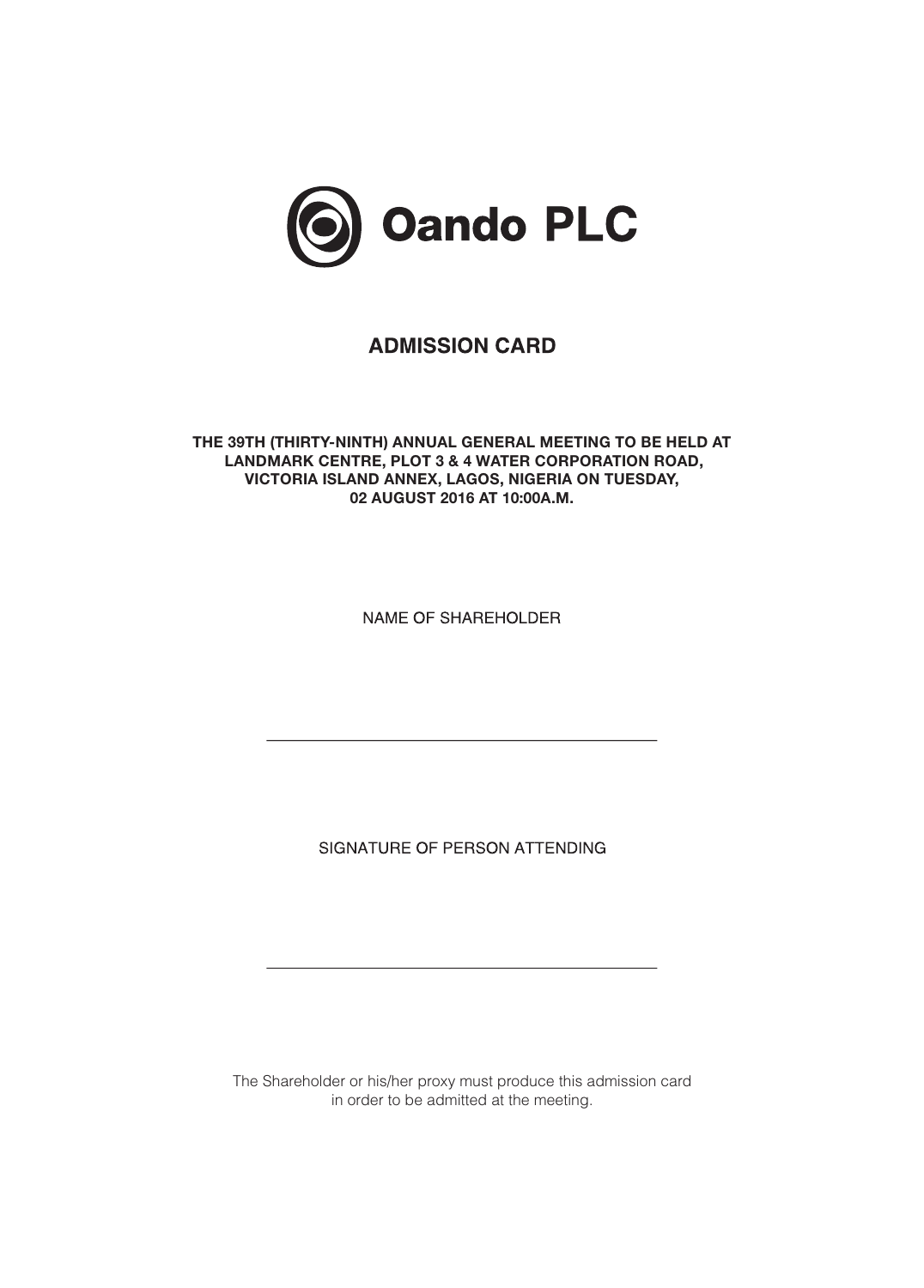# Oando PLC

## ADMISSION CARD

**THE 39TH (THIRTY-NINTH) ANNUAL GENERAL MEETING TO BE HELD AT LANDMARK CENTRE, PLOT 3 & 4 WATER CORPORATION ROAD, VICTORIA ISLAND ANNEX, LAGOS, NIGERIA ON TUESDAY, 02 AUGUST 2016 AT 10:00A.M.**

NAME OF SHAREHOLDER

_____________________________________________

SIGNATURE OF PERSON ATTENDING

_____________________________________________

The Shareholder or his/her proxy must produce this admission card in order to be admitted at the meeting.